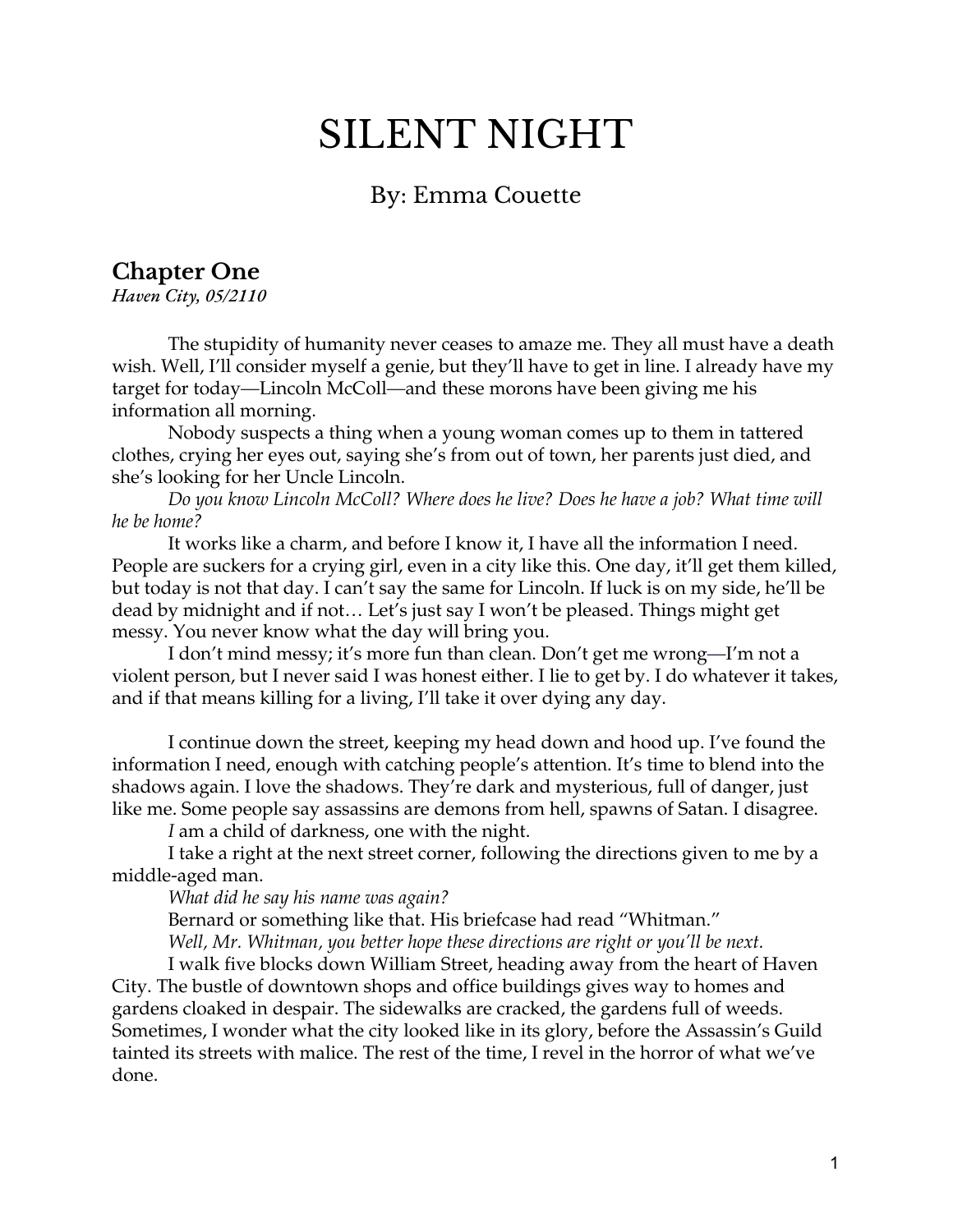# SILENT NIGHT

By: Emma Couette

## Chapter One

*Haven City, 05/2110*

The stupidity of humanity never ceases to amaze me. They all must have a death wish. Well, I'll consider myself a genie, but they'll have to get in line. I already have my target for today—Lincoln McColl—and these morons have been giving me his information all morning.

Nobody suspects a thing when a young woman comes up to them in tattered clothes, crying her eyes out, saying she's from out of town, her parents just died, and she's looking for her Uncle Lincoln.

*Do you know Lincoln McColl? Where does he live? Does he have a job? What time will he be home?*

It works like a charm, and before I know it, I have all the information I need. People are suckers for a crying girl, even in a city like this. One day, it'll get them killed, but today is not that day. I can't say the same for Lincoln. If luck is on my side, he'll be dead by midnight and if not… Let's just say I won't be pleased. Things might get messy. You never know what the day will bring you.

I don't mind messy; it's more fun than clean. Don't get me wrong—I'm not a violent person, but I never said I was honest either. I lie to get by. I do whatever it takes, and if that means killing for a living, I'll take it over dying any day.

I continue down the street, keeping my head down and hood up. I've found the information I need, enough with catching people's attention. It's time to blend into the shadows again. I love the shadows. They're dark and mysterious, full of danger, just like me. Some people say assassins are demons from hell, spawns of Satan. I disagree.

*I* am a child of darkness, one with the night.

I take a right at the next street corner, following the directions given to me by a middle-aged man.

*What did he say his name was again?*

Bernard or something like that. His briefcase had read "Whitman."

*Well, Mr. Whitman, you better hope these directions are right or you'll be next.*

I walk five blocks down William Street, heading away from the heart of Haven City. The bustle of downtown shops and office buildings gives way to homes and gardens cloaked in despair. The sidewalks are cracked, the gardens full of weeds. Sometimes, I wonder what the city looked like in its glory, before the Assassin's Guild tainted its streets with malice. The rest of the time, I revel in the horror of what we've done.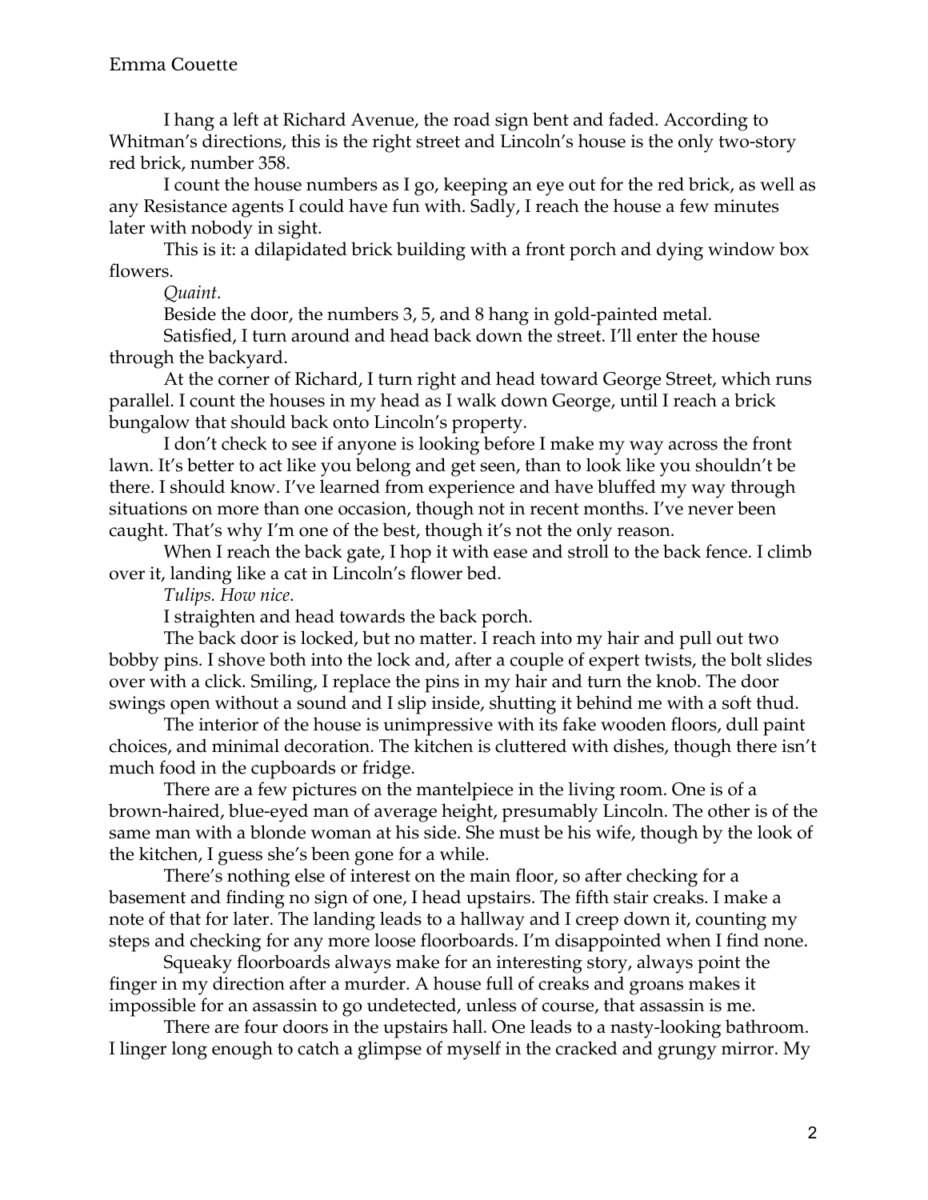I hang a left at Richard Avenue, the road sign bent and faded. According to Whitman's directions, this is the right street and Lincoln's house is the only two-story red brick, number 358.

I count the house numbers as I go, keeping an eye out for the red brick, as well as any Resistance agents I could have fun with. Sadly, I reach the house a few minutes later with nobody in sight.

This is it: a dilapidated brick building with a front porch and dying window box flowers.

*Quaint.*

Beside the door, the numbers 3, 5, and 8 hang in gold-painted metal.

Satisfied, I turn around and head back down the street. I'll enter the house through the backyard.

At the corner of Richard, I turn right and head toward George Street, which runs parallel. I count the houses in my head as I walk down George, until I reach a brick bungalow that should back onto Lincoln's property.

I don't check to see if anyone is looking before I make my way across the front lawn. It's better to act like you belong and get seen, than to look like you shouldn't be there. I should know. I've learned from experience and have bluffed my way through situations on more than one occasion, though not in recent months. I've never been caught. That's why I'm one of the best, though it's not the only reason.

When I reach the back gate, I hop it with ease and stroll to the back fence. I climb over it, landing like a cat in Lincoln's flower bed.

*Tulips. How nice.*

I straighten and head towards the back porch.

The back door is locked, but no matter. I reach into my hair and pull out two bobby pins. I shove both into the lock and, after a couple of expert twists, the bolt slides over with a click. Smiling, I replace the pins in my hair and turn the knob. The door swings open without a sound and I slip inside, shutting it behind me with a soft thud.

The interior of the house is unimpressive with its fake wooden floors, dull paint choices, and minimal decoration. The kitchen is cluttered with dishes, though there isn't much food in the cupboards or fridge.

There are a few pictures on the mantelpiece in the living room. One is of a brown-haired, blue-eyed man of average height, presumably Lincoln. The other is of the same man with a blonde woman at his side. She must be his wife, though by the look of the kitchen, I guess she's been gone for a while.

There's nothing else of interest on the main floor, so after checking for a basement and finding no sign of one, I head upstairs. The fifth stair creaks. I make a note of that for later. The landing leads to a hallway and I creep down it, counting my steps and checking for any more loose floorboards. I'm disappointed when I find none.

Squeaky floorboards always make for an interesting story, always point the finger in my direction after a murder. A house full of creaks and groans makes it impossible for an assassin to go undetected, unless of course, that assassin is me.

There are four doors in the upstairs hall. One leads to a nasty-looking bathroom. I linger long enough to catch a glimpse of myself in the cracked and grungy mirror. My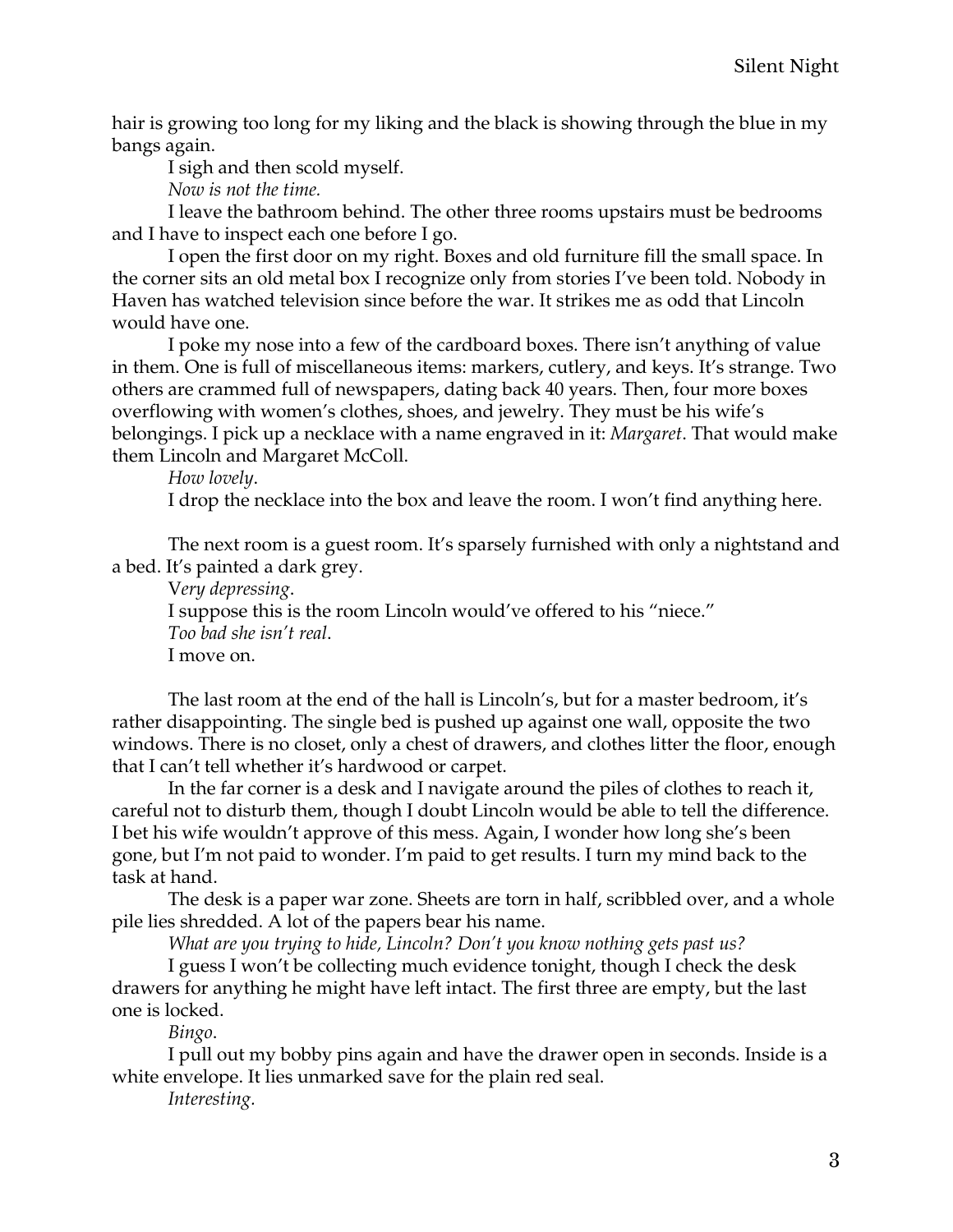hair is growing too long for my liking and the black is showing through the blue in my bangs again.

I sigh and then scold myself.

*Now is not the time.*

I leave the bathroom behind. The other three rooms upstairs must be bedrooms and I have to inspect each one before I go.

I open the first door on my right. Boxes and old furniture fill the small space. In the corner sits an old metal box I recognize only from stories I've been told. Nobody in Haven has watched television since before the war. It strikes me as odd that Lincoln would have one.

I poke my nose into a few of the cardboard boxes. There isn't anything of value in them. One is full of miscellaneous items: markers, cutlery, and keys. It's strange. Two others are crammed full of newspapers, dating back 40 years. Then, four more boxes overflowing with women's clothes, shoes, and jewelry. They must be his wife's belongings. I pick up a necklace with a name engraved in it: *Margaret*. That would make them Lincoln and Margaret McColl.

*How lovely*.

I drop the necklace into the box and leave the room. I won't find anything here.

The next room is a guest room. It's sparsely furnished with only a nightstand and a bed. It's painted a dark grey.

V*ery depressing*.

I suppose this is the room Lincoln would've offered to his "niece."

*Too bad she isn't real*.

I move on.

The last room at the end of the hall is Lincoln's, but for a master bedroom, it's rather disappointing. The single bed is pushed up against one wall, opposite the two windows. There is no closet, only a chest of drawers, and clothes litter the floor, enough that I can't tell whether it's hardwood or carpet.

In the far corner is a desk and I navigate around the piles of clothes to reach it, careful not to disturb them, though I doubt Lincoln would be able to tell the difference. I bet his wife wouldn't approve of this mess. Again, I wonder how long she's been gone, but I'm not paid to wonder. I'm paid to get results. I turn my mind back to the task at hand.

The desk is a paper war zone. Sheets are torn in half, scribbled over, and a whole pile lies shredded. A lot of the papers bear his name.

*What are you trying to hide, Lincoln? Don't you know nothing gets past us?*

I guess I won't be collecting much evidence tonight, though I check the desk drawers for anything he might have left intact. The first three are empty, but the last one is locked.

*Bingo*.

I pull out my bobby pins again and have the drawer open in seconds. Inside is a white envelope. It lies unmarked save for the plain red seal.

*Interesting.*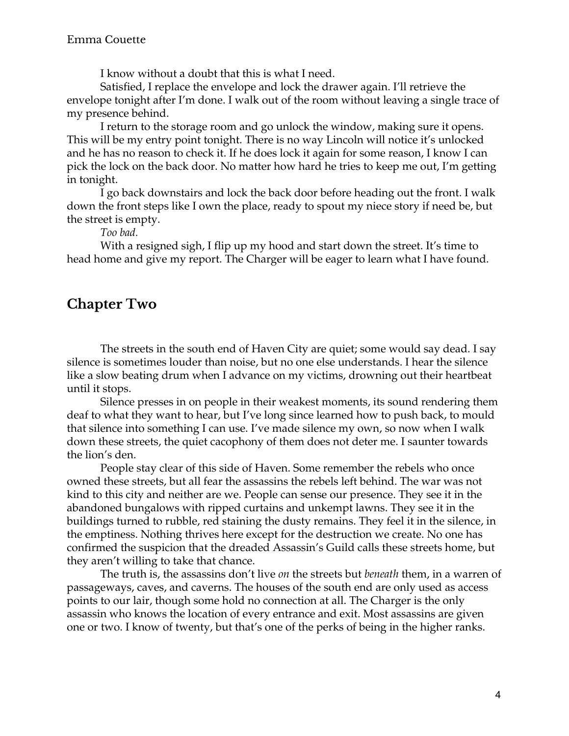I know without a doubt that this is what I need.

Satisfied, I replace the envelope and lock the drawer again. I'll retrieve the envelope tonight after I'm done. I walk out of the room without leaving a single trace of my presence behind.

I return to the storage room and go unlock the window, making sure it opens. This will be my entry point tonight. There is no way Lincoln will notice it's unlocked and he has no reason to check it. If he does lock it again for some reason, I know I can pick the lock on the back door. No matter how hard he tries to keep me out, I'm getting in tonight.

I go back downstairs and lock the back door before heading out the front. I walk down the front steps like I own the place, ready to spout my niece story if need be, but the street is empty.

*Too bad.*

With a resigned sigh, I flip up my hood and start down the street. It's time to head home and give my report. The Charger will be eager to learn what I have found.

## Chapter Two

The streets in the south end of Haven City are quiet; some would say dead. I say silence is sometimes louder than noise, but no one else understands. I hear the silence like a slow beating drum when I advance on my victims, drowning out their heartbeat until it stops.

Silence presses in on people in their weakest moments, its sound rendering them deaf to what they want to hear, but I've long since learned how to push back, to mould that silence into something I can use. I've made silence my own, so now when I walk down these streets, the quiet cacophony of them does not deter me. I saunter towards the lion's den.

People stay clear of this side of Haven. Some remember the rebels who once owned these streets, but all fear the assassins the rebels left behind. The war was not kind to this city and neither are we. People can sense our presence. They see it in the abandoned bungalows with ripped curtains and unkempt lawns. They see it in the buildings turned to rubble, red staining the dusty remains. They feel it in the silence, in the emptiness. Nothing thrives here except for the destruction we create. No one has confirmed the suspicion that the dreaded Assassin's Guild calls these streets home, but they aren't willing to take that chance.

The truth is, the assassins don't live *on* the streets but *beneath* them, in a warren of passageways, caves, and caverns. The houses of the south end are only used as access points to our lair, though some hold no connection at all. The Charger is the only assassin who knows the location of every entrance and exit. Most assassins are given one or two. I know of twenty, but that's one of the perks of being in the higher ranks.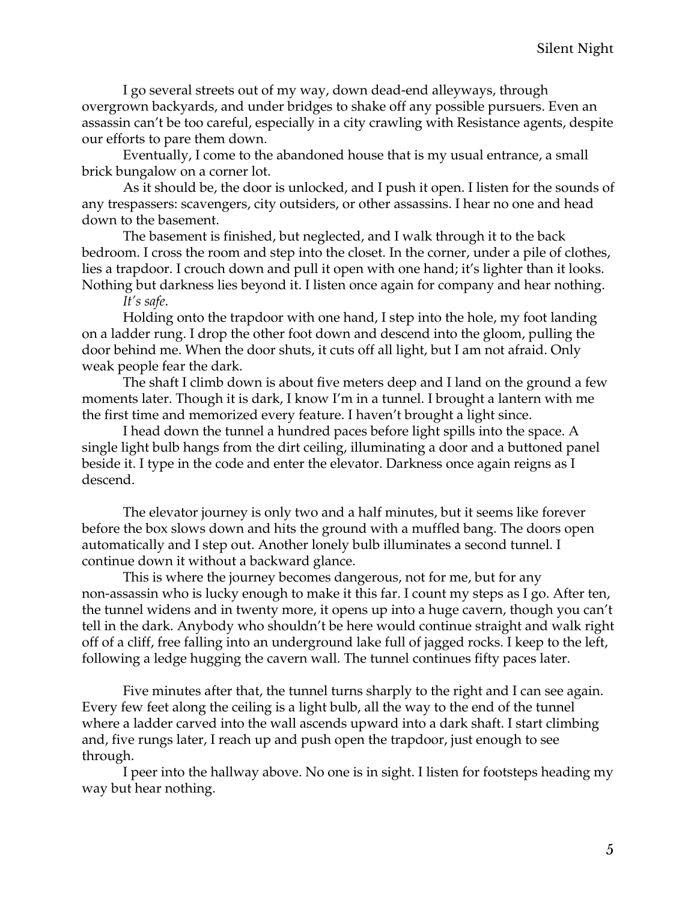I go several streets out of my way, down dead-end alleyways, through overgrown backyards, and under bridges to shake off any possible pursuers. Even an assassin can't be too careful, especially in a city crawling with Resistance agents, despite our efforts to pare them down.

Eventually, I come to the abandoned house that is my usual entrance, a small brick bungalow on a corner lot.

As it should be, the door is unlocked, and I push it open. I listen for the sounds of any trespassers: scavengers, city outsiders, or other assassins. I hear no one and head down to the basement.

The basement is finished, but neglected, and I walk through it to the back bedroom. I cross the room and step into the closet. In the corner, under a pile of clothes, lies a trapdoor. I crouch down and pull it open with one hand; it's lighter than it looks. Nothing but darkness lies beyond it. I listen once again for company and hear nothing.

*It's safe*.

Holding onto the trapdoor with one hand, I step into the hole, my foot landing on a ladder rung. I drop the other foot down and descend into the gloom, pulling the door behind me. When the door shuts, it cuts off all light, but I am not afraid. Only weak people fear the dark.

The shaft I climb down is about five meters deep and I land on the ground a few moments later. Though it is dark, I know I'm in a tunnel. I brought a lantern with me the first time and memorized every feature. I haven't brought a light since.

I head down the tunnel a hundred paces before light spills into the space. A single light bulb hangs from the dirt ceiling, illuminating a door and a buttoned panel beside it. I type in the code and enter the elevator. Darkness once again reigns as I descend.

The elevator journey is only two and a half minutes, but it seems like forever before the box slows down and hits the ground with a muffled bang. The doors open automatically and I step out. Another lonely bulb illuminates a second tunnel. I continue down it without a backward glance.

This is where the journey becomes dangerous, not for me, but for any non-assassin who is lucky enough to make it this far. I count my steps as I go. After ten, the tunnel widens and in twenty more, it opens up into a huge cavern, though you can't tell in the dark. Anybody who shouldn't be here would continue straight and walk right off of a cliff, free falling into an underground lake full of jagged rocks. I keep to the left, following a ledge hugging the cavern wall. The tunnel continues fifty paces later.

Five minutes after that, the tunnel turns sharply to the right and I can see again. Every few feet along the ceiling is a light bulb, all the way to the end of the tunnel where a ladder carved into the wall ascends upward into a dark shaft. I start climbing and, five rungs later, I reach up and push open the trapdoor, just enough to see through.

I peer into the hallway above. No one is in sight. I listen for footsteps heading my way but hear nothing.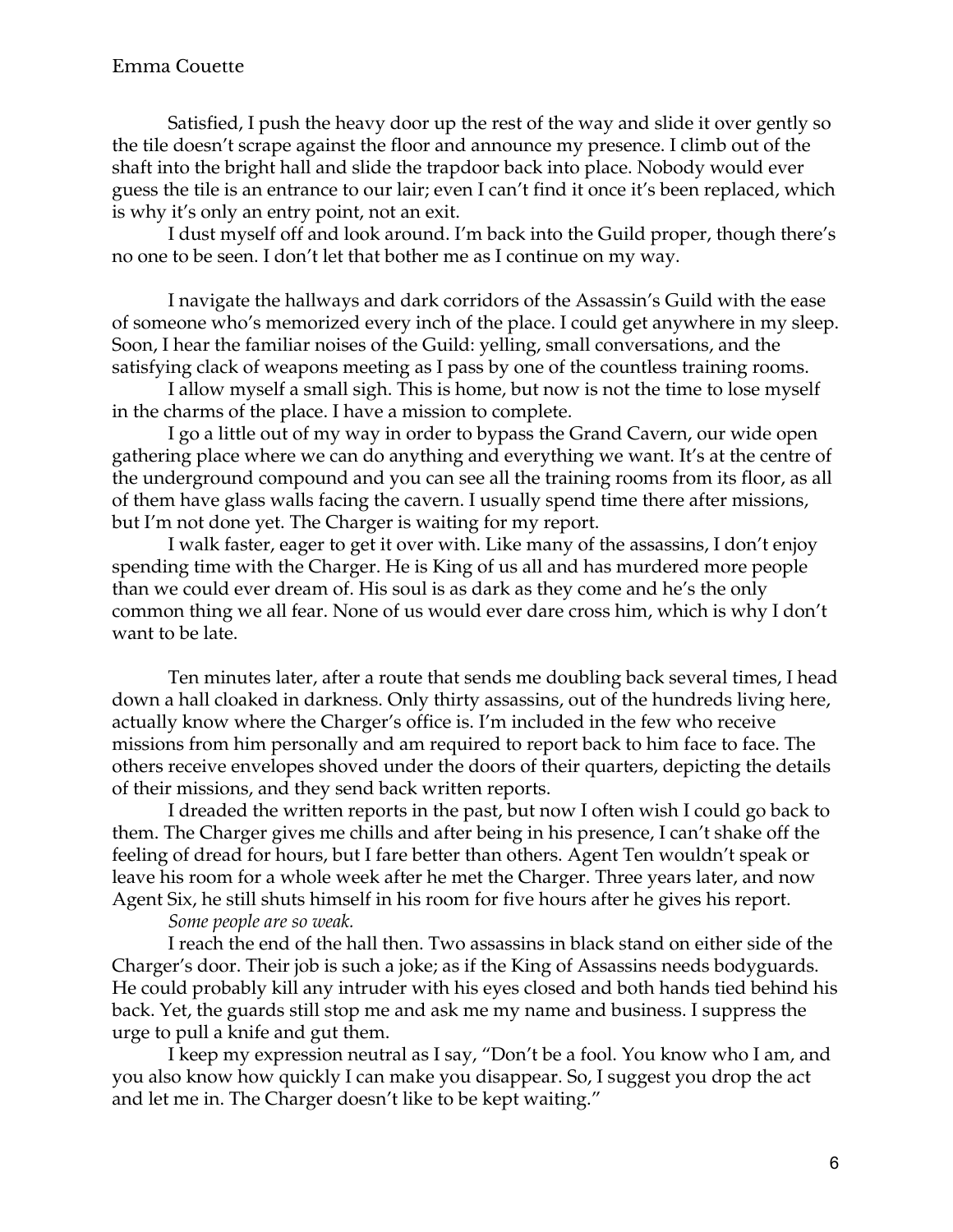Satisfied, I push the heavy door up the rest of the way and slide it over gently so the tile doesn't scrape against the floor and announce my presence. I climb out of the shaft into the bright hall and slide the trapdoor back into place. Nobody would ever guess the tile is an entrance to our lair; even I can't find it once it's been replaced, which is why it's only an entry point, not an exit.

I dust myself off and look around. I'm back into the Guild proper, though there's no one to be seen. I don't let that bother me as I continue on my way.

I navigate the hallways and dark corridors of the Assassin's Guild with the ease of someone who's memorized every inch of the place. I could get anywhere in my sleep. Soon, I hear the familiar noises of the Guild: yelling, small conversations, and the satisfying clack of weapons meeting as I pass by one of the countless training rooms.

I allow myself a small sigh. This is home, but now is not the time to lose myself in the charms of the place. I have a mission to complete.

I go a little out of my way in order to bypass the Grand Cavern, our wide open gathering place where we can do anything and everything we want. It's at the centre of the underground compound and you can see all the training rooms from its floor, as all of them have glass walls facing the cavern. I usually spend time there after missions, but I'm not done yet. The Charger is waiting for my report.

I walk faster, eager to get it over with. Like many of the assassins, I don't enjoy spending time with the Charger. He is King of us all and has murdered more people than we could ever dream of. His soul is as dark as they come and he's the only common thing we all fear. None of us would ever dare cross him, which is why I don't want to be late.

Ten minutes later, after a route that sends me doubling back several times, I head down a hall cloaked in darkness. Only thirty assassins, out of the hundreds living here, actually know where the Charger's office is. I'm included in the few who receive missions from him personally and am required to report back to him face to face. The others receive envelopes shoved under the doors of their quarters, depicting the details of their missions, and they send back written reports.

I dreaded the written reports in the past, but now I often wish I could go back to them. The Charger gives me chills and after being in his presence, I can't shake off the feeling of dread for hours, but I fare better than others. Agent Ten wouldn't speak or leave his room for a whole week after he met the Charger. Three years later, and now Agent Six, he still shuts himself in his room for five hours after he gives his report.

*Some people are so weak.*

I reach the end of the hall then. Two assassins in black stand on either side of the Charger's door. Their job is such a joke; as if the King of Assassins needs bodyguards. He could probably kill any intruder with his eyes closed and both hands tied behind his back. Yet, the guards still stop me and ask me my name and business. I suppress the urge to pull a knife and gut them.

I keep my expression neutral as I say, "Don't be a fool. You know who I am, and you also know how quickly I can make you disappear. So, I suggest you drop the act and let me in. The Charger doesn't like to be kept waiting."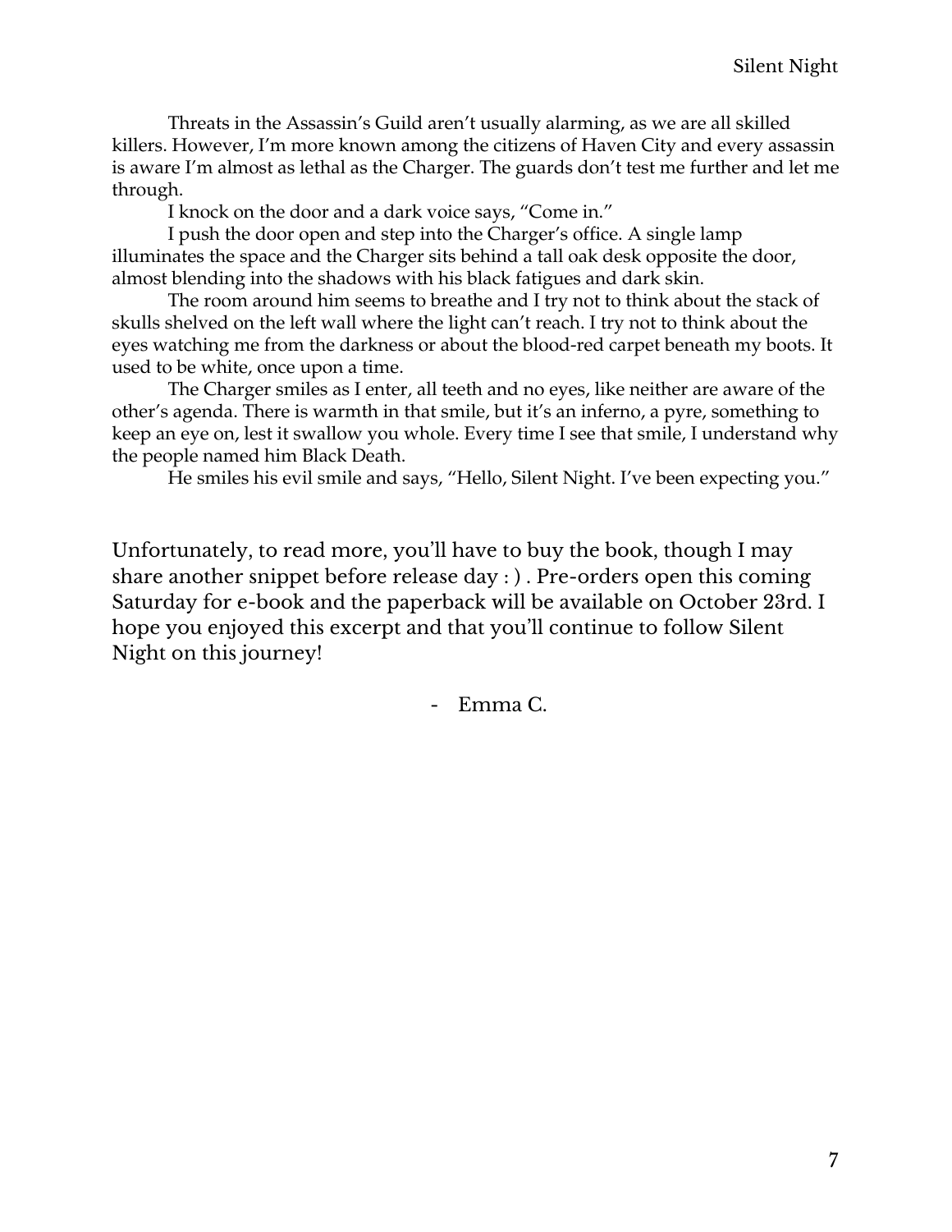Threats in the Assassin's Guild aren't usually alarming, as we are all skilled killers. However, I'm more known among the citizens of Haven City and every assassin is aware I'm almost as lethal as the Charger. The guards don't test me further and let me through.

I knock on the door and a dark voice says, "Come in."

I push the door open and step into the Charger's office. A single lamp illuminates the space and the Charger sits behind a tall oak desk opposite the door, almost blending into the shadows with his black fatigues and dark skin.

The room around him seems to breathe and I try not to think about the stack of skulls shelved on the left wall where the light can't reach. I try not to think about the eyes watching me from the darkness or about the blood-red carpet beneath my boots. It used to be white, once upon a time.

The Charger smiles as I enter, all teeth and no eyes, like neither are aware of the other's agenda. There is warmth in that smile, but it's an inferno, a pyre, something to keep an eye on, lest it swallow you whole. Every time I see that smile, I understand why the people named him Black Death.

He smiles his evil smile and says, "Hello, Silent Night. I've been expecting you."

Unfortunately, to read more, you'll have to buy the book, though I may share another snippet before release day : ) . Pre-orders open this coming Saturday for e-book and the paperback will be available on October 23rd. I hope you enjoyed this excerpt and that you'll continue to follow Silent Night on this journey!

- Emma C.